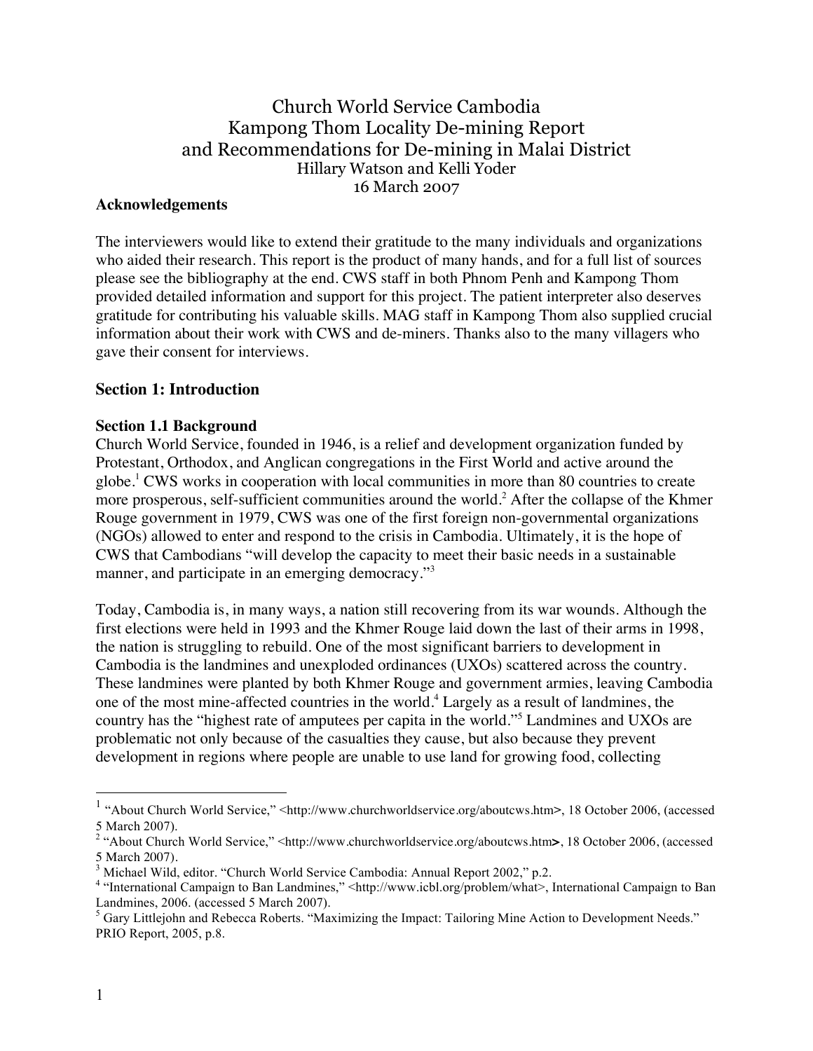# Church World Service Cambodia
# Kampong Thom Locality De-mining Report
# and Recommendations for De-mining in Malai District

Hillary Watson and Kelli Yoder

16 March 2007

**Acknowledgements**

The interviewers would like to extend their gratitude to the many individuals and organizations who aided their research. This report is the product of many hands, and for a full list of sources please see the bibliography at the end. CWS staff in both Phnom Penh and Kampong Thom provided detailed information and support for this project. The patient interpreter also deserves gratitude for contributing his valuable skills. MAG staff in Kampong Thom also supplied crucial information about their work with CWS and de-miners. Thanks also to the many villagers who gave their consent for interviews.

## Section 1: Introduction

### Section 1.1 Background

Church World Service, founded in 1946, is a relief and development organization funded by Protestant, Orthodox, and Anglican congregations in the First World and active around the globe.[1] CWS works in cooperation with local communities in more than 80 countries to create more prosperous, self-sufficient communities around the world.[2] After the collapse of the Khmer Rouge government in 1979, CWS was one of the first foreign non-governmental organizations (NGOs) allowed to enter and respond to the crisis in Cambodia. Ultimately, it is the hope of CWS that Cambodians "will develop the capacity to meet their basic needs in a sustainable manner, and participate in an emerging democracy."[3]

Today, Cambodia is, in many ways, a nation still recovering from its war wounds. Although the first elections were held in 1993 and the Khmer Rouge laid down the last of their arms in 1998, the nation is struggling to rebuild. One of the most significant barriers to development in Cambodia is the landmines and unexploded ordinances (UXOs) scattered across the country. These landmines were planted by both Khmer Rouge and government armies, leaving Cambodia one of the most mine-affected countries in the world.[4] Largely as a result of landmines, the country has the "highest rate of amputees per capita in the world."[5] Landmines and UXOs are problematic not only because of the casualties they cause, but also because they prevent development in regions where people are unable to use land for growing food, collecting

---

[1] "About Church World Service," <http://www.churchworldservice.org/aboutcws.htm>, 18 October 2006, (accessed 5 March 2007).

[2] "About Church World Service," <http://www.churchworldservice.org/aboutcws.htm>, 18 October 2006, (accessed 5 March 2007).

[3] Michael Wild, editor. "Church World Service Cambodia: Annual Report 2002," p.2.

[4] "International Campaign to Ban Landmines," <http://www.icbl.org/problem/what>, International Campaign to Ban Landmines, 2006. (accessed 5 March 2007).

[5] Gary Littlejohn and Rebecca Roberts. "Maximizing the Impact: Tailoring Mine Action to Development Needs." PRIO Report, 2005, p.8.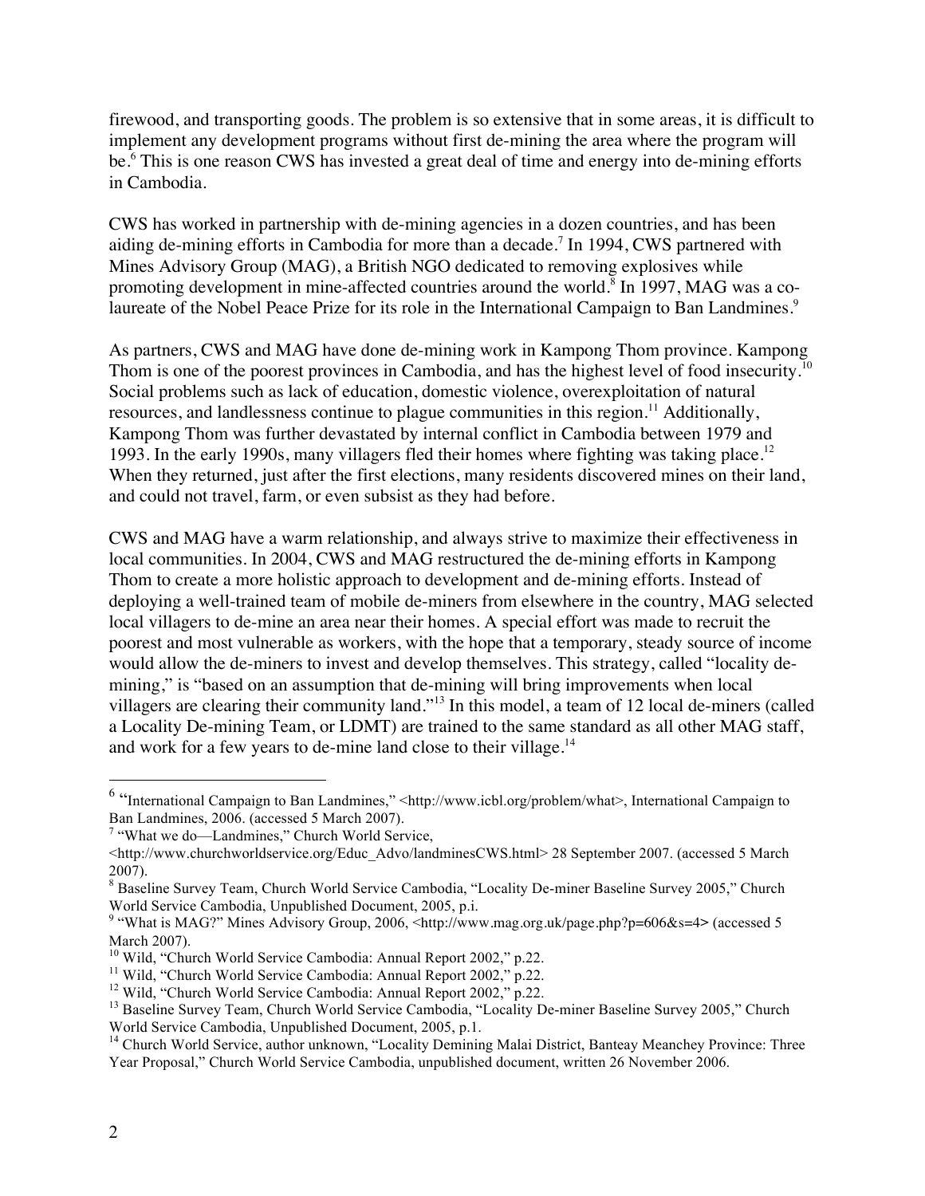firewood, and transporting goods. The problem is so extensive that in some areas, it is difficult to implement any development programs without first de-mining the area where the program will be.[6] This is one reason CWS has invested a great deal of time and energy into de-mining efforts in Cambodia.

CWS has worked in partnership with de-mining agencies in a dozen countries, and has been aiding de-mining efforts in Cambodia for more than a decade.[7] In 1994, CWS partnered with Mines Advisory Group (MAG), a British NGO dedicated to removing explosives while promoting development in mine-affected countries around the world.[8] In 1997, MAG was a co-laureate of the Nobel Peace Prize for its role in the International Campaign to Ban Landmines.[9]

As partners, CWS and MAG have done de-mining work in Kampong Thom province. Kampong Thom is one of the poorest provinces in Cambodia, and has the highest level of food insecurity.[10] Social problems such as lack of education, domestic violence, overexploitation of natural resources, and landlessness continue to plague communities in this region.[11] Additionally, Kampong Thom was further devastated by internal conflict in Cambodia between 1979 and 1993. In the early 1990s, many villagers fled their homes where fighting was taking place.[12] When they returned, just after the first elections, many residents discovered mines on their land, and could not travel, farm, or even subsist as they had before.

CWS and MAG have a warm relationship, and always strive to maximize their effectiveness in local communities. In 2004, CWS and MAG restructured the de-mining efforts in Kampong Thom to create a more holistic approach to development and de-mining efforts. Instead of deploying a well-trained team of mobile de-miners from elsewhere in the country, MAG selected local villagers to de-mine an area near their homes. A special effort was made to recruit the poorest and most vulnerable as workers, with the hope that a temporary, steady source of income would allow the de-miners to invest and develop themselves. This strategy, called "locality de-mining," is "based on an assumption that de-mining will bring improvements when local villagers are clearing their community land."[13] In this model, a team of 12 local de-miners (called a Locality De-mining Team, or LDMT) are trained to the same standard as all other MAG staff, and work for a few years to de-mine land close to their village.[14]

---

[6] "International Campaign to Ban Landmines," <http://www.icbl.org/problem/what>, International Campaign to Ban Landmines, 2006. (accessed 5 March 2007).

[7] "What we do—Landmines," Church World Service, <http://www.churchworldservice.org/Educ_Advo/landminesCWS.html> 28 September 2007. (accessed 5 March 2007).

[8] Baseline Survey Team, Church World Service Cambodia, "Locality De-miner Baseline Survey 2005," Church World Service Cambodia, Unpublished Document, 2005, p.i.

[9] "What is MAG?" Mines Advisory Group, 2006, <http://www.mag.org.uk/page.php?p=606&s=4> (accessed 5 March 2007).

[10] Wild, "Church World Service Cambodia: Annual Report 2002," p.22.

[11] Wild, "Church World Service Cambodia: Annual Report 2002," p.22.

[12] Wild, "Church World Service Cambodia: Annual Report 2002," p.22.

[13] Baseline Survey Team, Church World Service Cambodia, "Locality De-miner Baseline Survey 2005," Church World Service Cambodia, Unpublished Document, 2005, p.1.

[14] Church World Service, author unknown, "Locality Demining Malai District, Banteay Meanchey Province: Three Year Proposal," Church World Service Cambodia, unpublished document, written 26 November 2006.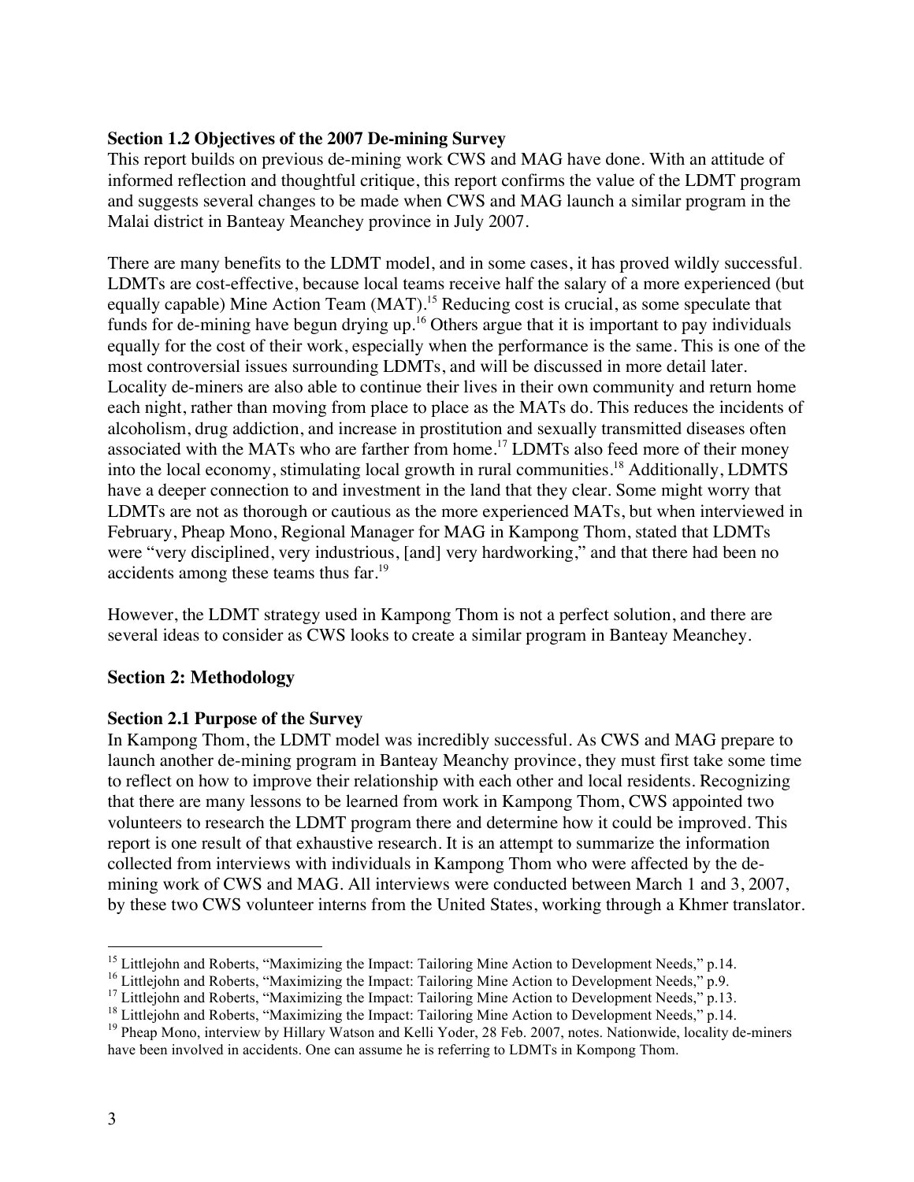### Section 1.2 Objectives of the 2007 De-mining Survey

This report builds on previous de-mining work CWS and MAG have done. With an attitude of informed reflection and thoughtful critique, this report confirms the value of the LDMT program and suggests several changes to be made when CWS and MAG launch a similar program in the Malai district in Banteay Meanchey province in July 2007.

There are many benefits to the LDMT model, and in some cases, it has proved wildly successful. LDMTs are cost-effective, because local teams receive half the salary of a more experienced (but equally capable) Mine Action Team (MAT).[15] Reducing cost is crucial, as some speculate that funds for de-mining have begun drying up.[16] Others argue that it is important to pay individuals equally for the cost of their work, especially when the performance is the same. This is one of the most controversial issues surrounding LDMTs, and will be discussed in more detail later. Locality de-miners are also able to continue their lives in their own community and return home each night, rather than moving from place to place as the MATs do. This reduces the incidents of alcoholism, drug addiction, and increase in prostitution and sexually transmitted diseases often associated with the MATs who are farther from home.[17] LDMTs also feed more of their money into the local economy, stimulating local growth in rural communities.[18] Additionally, LDMTS have a deeper connection to and investment in the land that they clear. Some might worry that LDMTs are not as thorough or cautious as the more experienced MATs, but when interviewed in February, Pheap Mono, Regional Manager for MAG in Kampong Thom, stated that LDMTs were "very disciplined, very industrious, [and] very hardworking," and that there had been no accidents among these teams thus far.[19]

However, the LDMT strategy used in Kampong Thom is not a perfect solution, and there are several ideas to consider as CWS looks to create a similar program in Banteay Meanchey.

## Section 2: Methodology

### Section 2.1 Purpose of the Survey

In Kampong Thom, the LDMT model was incredibly successful. As CWS and MAG prepare to launch another de-mining program in Banteay Meanchy province, they must first take some time to reflect on how to improve their relationship with each other and local residents. Recognizing that there are many lessons to be learned from work in Kampong Thom, CWS appointed two volunteers to research the LDMT program there and determine how it could be improved. This report is one result of that exhaustive research. It is an attempt to summarize the information collected from interviews with individuals in Kampong Thom who were affected by the de-mining work of CWS and MAG. All interviews were conducted between March 1 and 3, 2007, by these two CWS volunteer interns from the United States, working through a Khmer translator.

---

[15] Littlejohn and Roberts, "Maximizing the Impact: Tailoring Mine Action to Development Needs," p.14.

[16] Littlejohn and Roberts, "Maximizing the Impact: Tailoring Mine Action to Development Needs," p.9.

[17] Littlejohn and Roberts, "Maximizing the Impact: Tailoring Mine Action to Development Needs," p.13.

[18] Littlejohn and Roberts, "Maximizing the Impact: Tailoring Mine Action to Development Needs," p.14.

[19] Pheap Mono, interview by Hillary Watson and Kelli Yoder, 28 Feb. 2007, notes. Nationwide, locality de-miners have been involved in accidents. One can assume he is referring to LDMTs in Kompong Thom.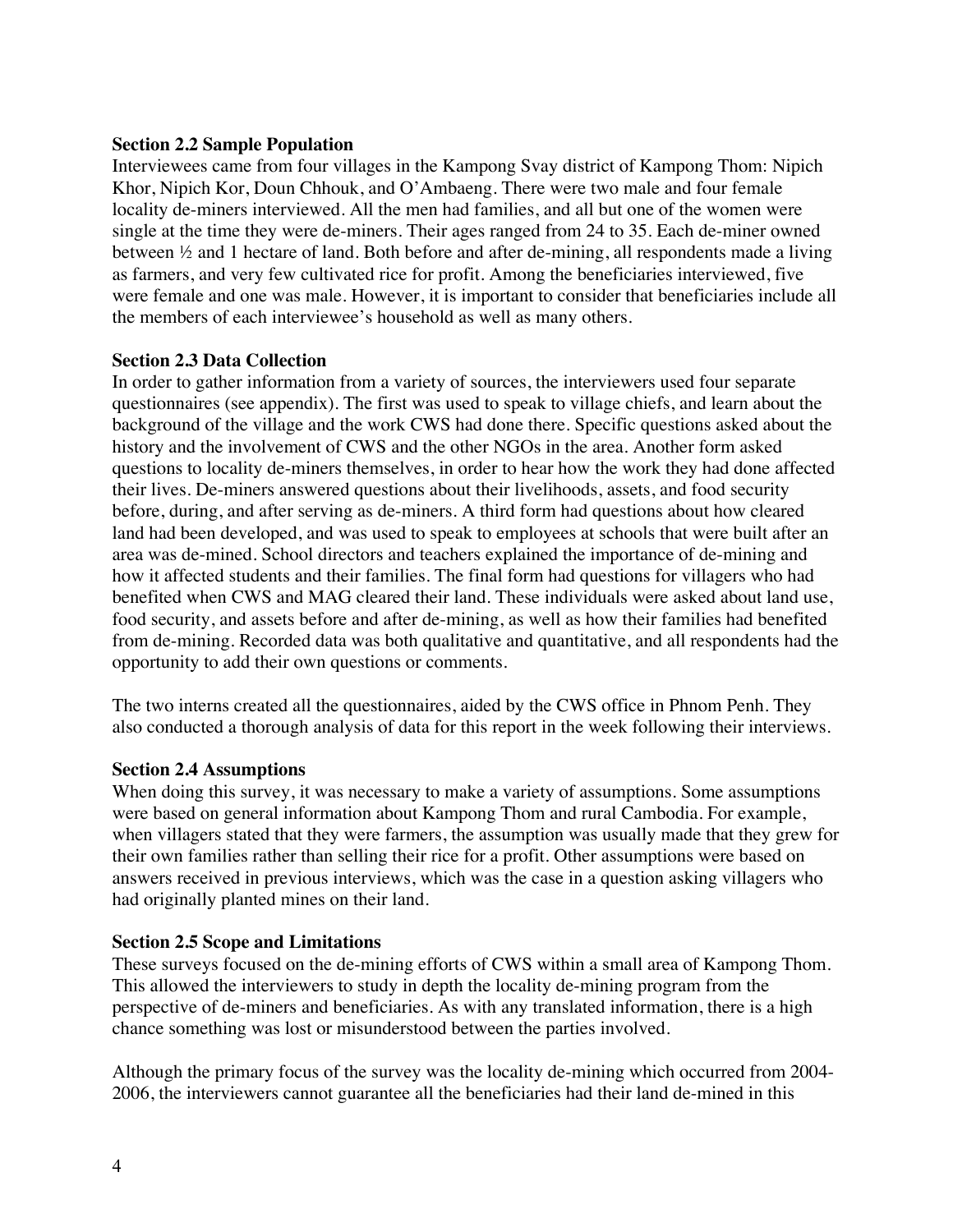**Section 2.2 Sample Population**

Interviewees came from four villages in the Kampong Svay district of Kampong Thom: Nipich Khor, Nipich Kor, Doun Chhouk, and O'Ambaeng. There were two male and four female locality de-miners interviewed. All the men had families, and all but one of the women were single at the time they were de-miners. Their ages ranged from 24 to 35. Each de-miner owned between ½ and 1 hectare of land. Both before and after de-mining, all respondents made a living as farmers, and very few cultivated rice for profit. Among the beneficiaries interviewed, five were female and one was male. However, it is important to consider that beneficiaries include all the members of each interviewee's household as well as many others.

**Section 2.3 Data Collection**

In order to gather information from a variety of sources, the interviewers used four separate questionnaires (see appendix). The first was used to speak to village chiefs, and learn about the background of the village and the work CWS had done there. Specific questions asked about the history and the involvement of CWS and the other NGOs in the area. Another form asked questions to locality de-miners themselves, in order to hear how the work they had done affected their lives. De-miners answered questions about their livelihoods, assets, and food security before, during, and after serving as de-miners. A third form had questions about how cleared land had been developed, and was used to speak to employees at schools that were built after an area was de-mined. School directors and teachers explained the importance of de-mining and how it affected students and their families. The final form had questions for villagers who had benefited when CWS and MAG cleared their land. These individuals were asked about land use, food security, and assets before and after de-mining, as well as how their families had benefited from de-mining. Recorded data was both qualitative and quantitative, and all respondents had the opportunity to add their own questions or comments.

The two interns created all the questionnaires, aided by the CWS office in Phnom Penh. They also conducted a thorough analysis of data for this report in the week following their interviews.

**Section 2.4 Assumptions**

When doing this survey, it was necessary to make a variety of assumptions. Some assumptions were based on general information about Kampong Thom and rural Cambodia. For example, when villagers stated that they were farmers, the assumption was usually made that they grew for their own families rather than selling their rice for a profit. Other assumptions were based on answers received in previous interviews, which was the case in a question asking villagers who had originally planted mines on their land.

**Section 2.5 Scope and Limitations**

These surveys focused on the de-mining efforts of CWS within a small area of Kampong Thom. This allowed the interviewers to study in depth the locality de-mining program from the perspective of de-miners and beneficiaries. As with any translated information, there is a high chance something was lost or misunderstood between the parties involved.

Although the primary focus of the survey was the locality de-mining which occurred from 2004-2006, the interviewers cannot guarantee all the beneficiaries had their land de-mined in this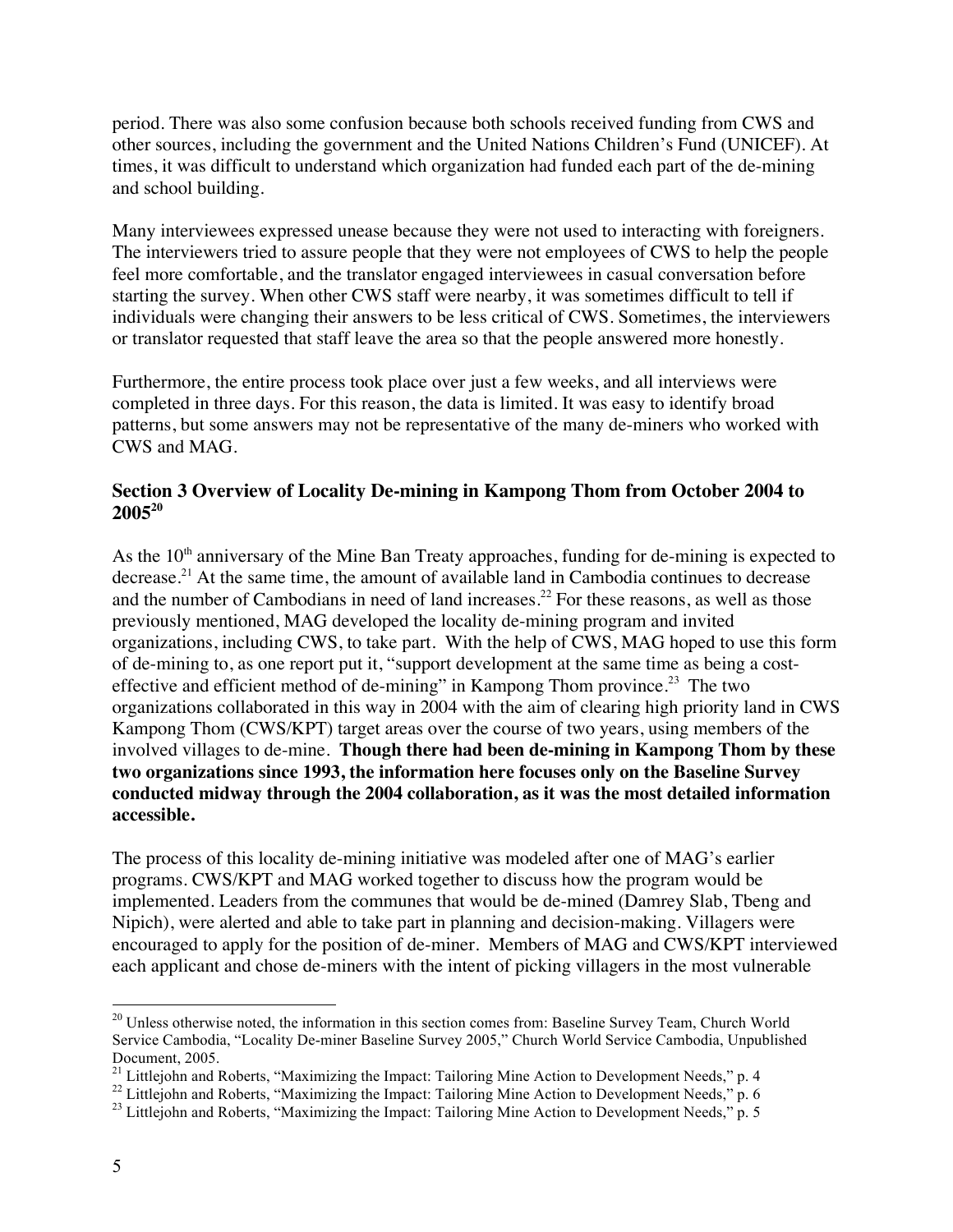period. There was also some confusion because both schools received funding from CWS and other sources, including the government and the United Nations Children's Fund (UNICEF). At times, it was difficult to understand which organization had funded each part of the de-mining and school building.

Many interviewees expressed unease because they were not used to interacting with foreigners. The interviewers tried to assure people that they were not employees of CWS to help the people feel more comfortable, and the translator engaged interviewees in casual conversation before starting the survey. When other CWS staff were nearby, it was sometimes difficult to tell if individuals were changing their answers to be less critical of CWS. Sometimes, the interviewers or translator requested that staff leave the area so that the people answered more honestly.

Furthermore, the entire process took place over just a few weeks, and all interviews were completed in three days. For this reason, the data is limited. It was easy to identify broad patterns, but some answers may not be representative of the many de-miners who worked with CWS and MAG.

### Section 3 Overview of Locality De-mining in Kampong Thom from October 2004 to 2005[20]

As the 10th anniversary of the Mine Ban Treaty approaches, funding for de-mining is expected to decrease.[21] At the same time, the amount of available land in Cambodia continues to decrease and the number of Cambodians in need of land increases.[22] For these reasons, as well as those previously mentioned, MAG developed the locality de-mining program and invited organizations, including CWS, to take part. With the help of CWS, MAG hoped to use this form of de-mining to, as one report put it, "support development at the same time as being a cost-effective and efficient method of de-mining" in Kampong Thom province.[23] The two organizations collaborated in this way in 2004 with the aim of clearing high priority land in CWS Kampong Thom (CWS/KPT) target areas over the course of two years, using members of the involved villages to de-mine. **Though there had been de-mining in Kampong Thom by these two organizations since 1993, the information here focuses only on the Baseline Survey conducted midway through the 2004 collaboration, as it was the most detailed information accessible.**

The process of this locality de-mining initiative was modeled after one of MAG's earlier programs. CWS/KPT and MAG worked together to discuss how the program would be implemented. Leaders from the communes that would be de-mined (Damrey Slab, Tbeng and Nipich), were alerted and able to take part in planning and decision-making. Villagers were encouraged to apply for the position of de-miner. Members of MAG and CWS/KPT interviewed each applicant and chose de-miners with the intent of picking villagers in the most vulnerable

---

[20] Unless otherwise noted, the information in this section comes from: Baseline Survey Team, Church World Service Cambodia, "Locality De-miner Baseline Survey 2005," Church World Service Cambodia, Unpublished Document, 2005.

[21] Littlejohn and Roberts, "Maximizing the Impact: Tailoring Mine Action to Development Needs," p. 4

[22] Littlejohn and Roberts, "Maximizing the Impact: Tailoring Mine Action to Development Needs," p. 6

[23] Littlejohn and Roberts, "Maximizing the Impact: Tailoring Mine Action to Development Needs," p. 5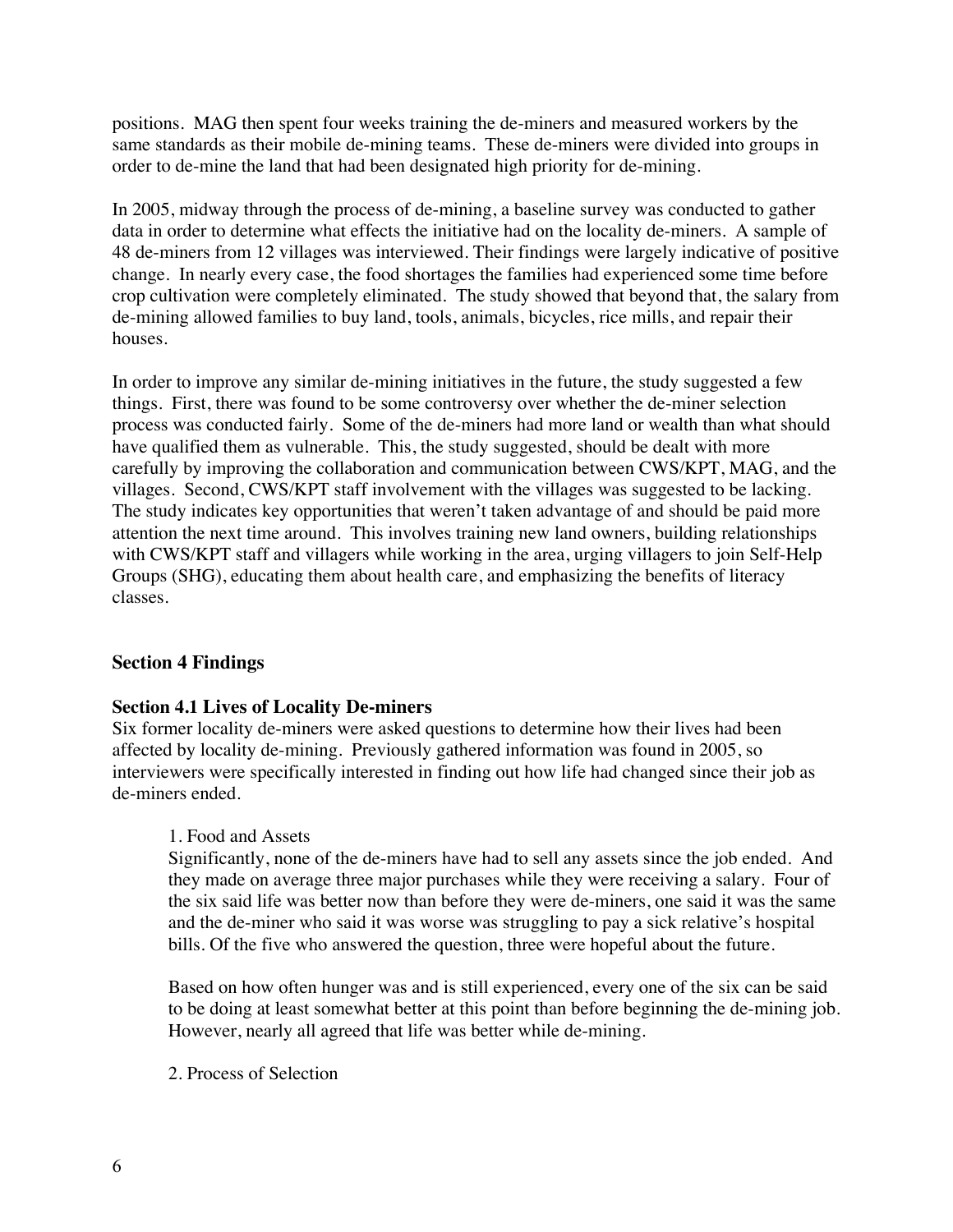positions. MAG then spent four weeks training the de-miners and measured workers by the same standards as their mobile de-mining teams. These de-miners were divided into groups in order to de-mine the land that had been designated high priority for de-mining.

In 2005, midway through the process of de-mining, a baseline survey was conducted to gather data in order to determine what effects the initiative had on the locality de-miners. A sample of 48 de-miners from 12 villages was interviewed. Their findings were largely indicative of positive change. In nearly every case, the food shortages the families had experienced some time before crop cultivation were completely eliminated. The study showed that beyond that, the salary from de-mining allowed families to buy land, tools, animals, bicycles, rice mills, and repair their houses.

In order to improve any similar de-mining initiatives in the future, the study suggested a few things. First, there was found to be some controversy over whether the de-miner selection process was conducted fairly. Some of the de-miners had more land or wealth than what should have qualified them as vulnerable. This, the study suggested, should be dealt with more carefully by improving the collaboration and communication between CWS/KPT, MAG, and the villages. Second, CWS/KPT staff involvement with the villages was suggested to be lacking. The study indicates key opportunities that weren't taken advantage of and should be paid more attention the next time around. This involves training new land owners, building relationships with CWS/KPT staff and villagers while working in the area, urging villagers to join Self-Help Groups (SHG), educating them about health care, and emphasizing the benefits of literacy classes.

## Section 4 Findings

### Section 4.1 Lives of Locality De-miners

Six former locality de-miners were asked questions to determine how their lives had been affected by locality de-mining. Previously gathered information was found in 2005, so interviewers were specifically interested in finding out how life had changed since their job as de-miners ended.

1. Food and Assets

Significantly, none of the de-miners have had to sell any assets since the job ended. And they made on average three major purchases while they were receiving a salary. Four of the six said life was better now than before they were de-miners, one said it was the same and the de-miner who said it was worse was struggling to pay a sick relative's hospital bills. Of the five who answered the question, three were hopeful about the future.

Based on how often hunger was and is still experienced, every one of the six can be said to be doing at least somewhat better at this point than before beginning the de-mining job. However, nearly all agreed that life was better while de-mining.

2. Process of Selection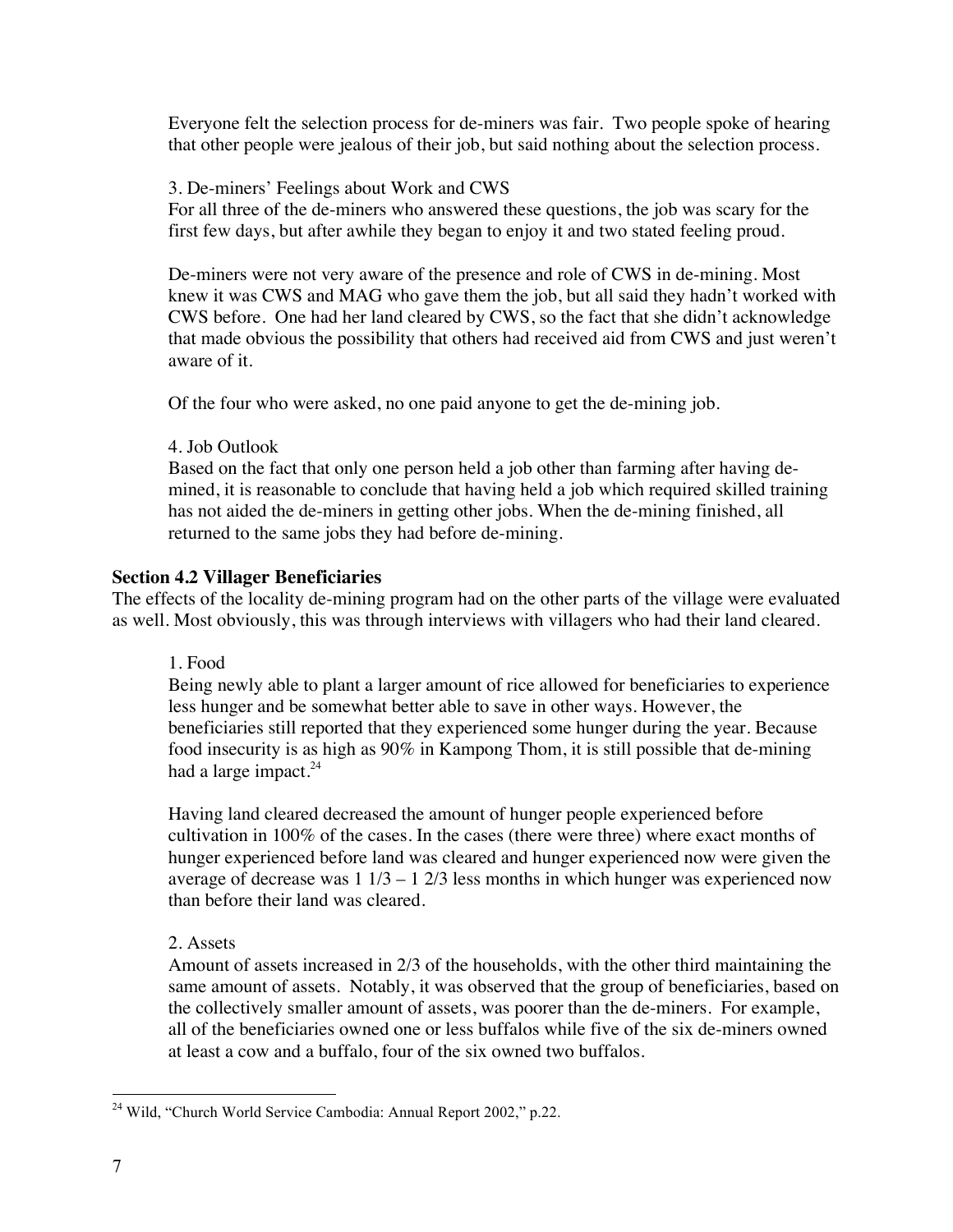Everyone felt the selection process for de-miners was fair. Two people spoke of hearing that other people were jealous of their job, but said nothing about the selection process.

3. De-miners' Feelings about Work and CWS

For all three of the de-miners who answered these questions, the job was scary for the first few days, but after awhile they began to enjoy it and two stated feeling proud.

De-miners were not very aware of the presence and role of CWS in de-mining. Most knew it was CWS and MAG who gave them the job, but all said they hadn't worked with CWS before. One had her land cleared by CWS, so the fact that she didn't acknowledge that made obvious the possibility that others had received aid from CWS and just weren't aware of it.

Of the four who were asked, no one paid anyone to get the de-mining job.

4. Job Outlook

Based on the fact that only one person held a job other than farming after having de-mined, it is reasonable to conclude that having held a job which required skilled training has not aided the de-miners in getting other jobs. When the de-mining finished, all returned to the same jobs they had before de-mining.

### Section 4.2 Villager Beneficiaries

The effects of the locality de-mining program had on the other parts of the village were evaluated as well. Most obviously, this was through interviews with villagers who had their land cleared.

1. Food

Being newly able to plant a larger amount of rice allowed for beneficiaries to experience less hunger and be somewhat better able to save in other ways. However, the beneficiaries still reported that they experienced some hunger during the year. Because food insecurity is as high as 90% in Kampong Thom, it is still possible that de-mining had a large impact.[24]

Having land cleared decreased the amount of hunger people experienced before cultivation in 100% of the cases. In the cases (there were three) where exact months of hunger experienced before land was cleared and hunger experienced now were given the average of decrease was 1 1/3 – 1 2/3 less months in which hunger was experienced now than before their land was cleared.

2. Assets

Amount of assets increased in 2/3 of the households, with the other third maintaining the same amount of assets. Notably, it was observed that the group of beneficiaries, based on the collectively smaller amount of assets, was poorer than the de-miners. For example, all of the beneficiaries owned one or less buffalos while five of the six de-miners owned at least a cow and a buffalo, four of the six owned two buffalos.

---

[24] Wild, "Church World Service Cambodia: Annual Report 2002," p.22.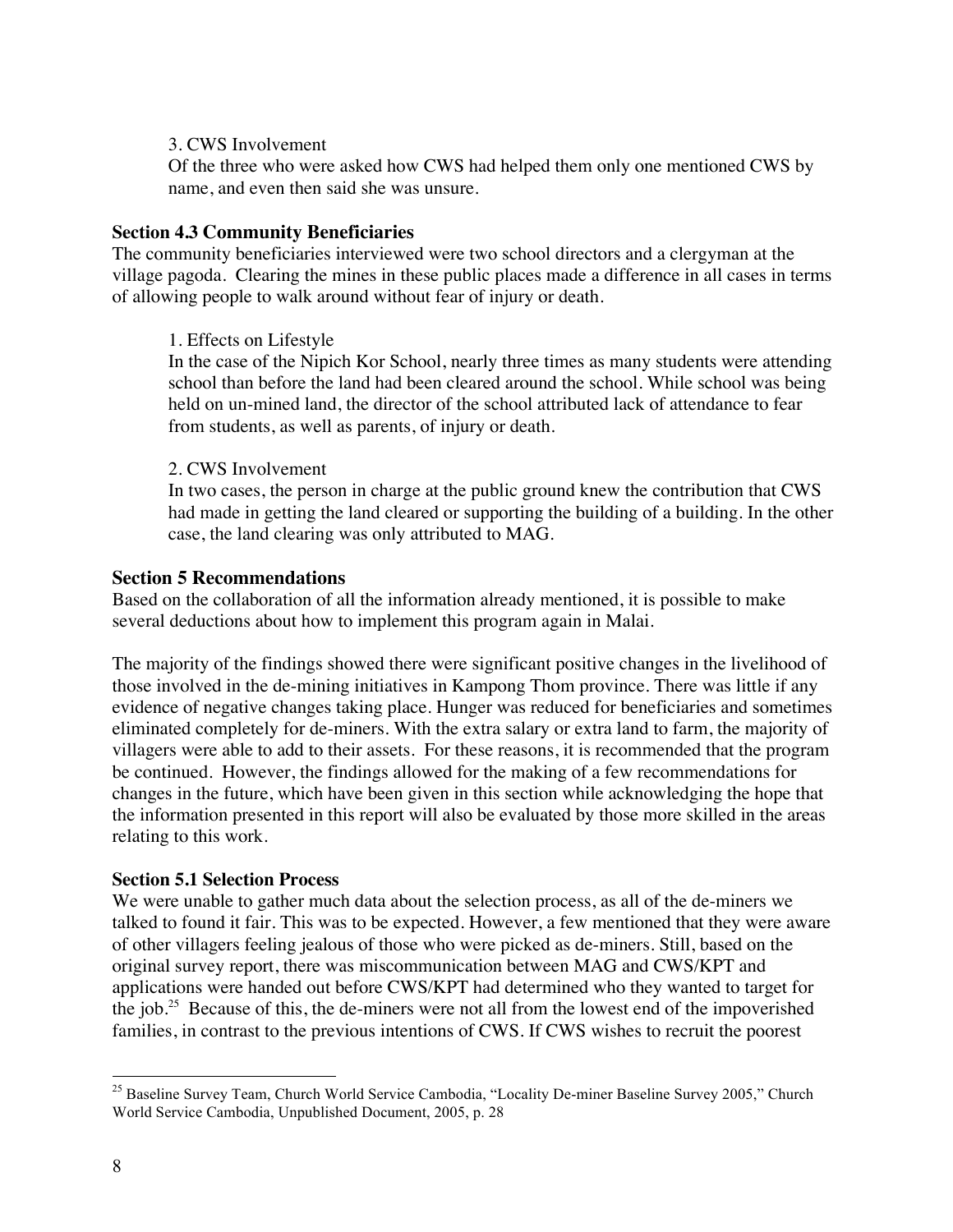3. CWS Involvement

Of the three who were asked how CWS had helped them only one mentioned CWS by name, and even then said she was unsure.

**Section 4.3 Community Beneficiaries**

The community beneficiaries interviewed were two school directors and a clergyman at the village pagoda. Clearing the mines in these public places made a difference in all cases in terms of allowing people to walk around without fear of injury or death.

1. Effects on Lifestyle

In the case of the Nipich Kor School, nearly three times as many students were attending school than before the land had been cleared around the school. While school was being held on un-mined land, the director of the school attributed lack of attendance to fear from students, as well as parents, of injury or death.

2. CWS Involvement

In two cases, the person in charge at the public ground knew the contribution that CWS had made in getting the land cleared or supporting the building of a building. In the other case, the land clearing was only attributed to MAG.

**Section 5 Recommendations**

Based on the collaboration of all the information already mentioned, it is possible to make several deductions about how to implement this program again in Malai.

The majority of the findings showed there were significant positive changes in the livelihood of those involved in the de-mining initiatives in Kampong Thom province. There was little if any evidence of negative changes taking place. Hunger was reduced for beneficiaries and sometimes eliminated completely for de-miners. With the extra salary or extra land to farm, the majority of villagers were able to add to their assets. For these reasons, it is recommended that the program be continued. However, the findings allowed for the making of a few recommendations for changes in the future, which have been given in this section while acknowledging the hope that the information presented in this report will also be evaluated by those more skilled in the areas relating to this work.

**Section 5.1 Selection Process**

We were unable to gather much data about the selection process, as all of the de-miners we talked to found it fair. This was to be expected. However, a few mentioned that they were aware of other villagers feeling jealous of those who were picked as de-miners. Still, based on the original survey report, there was miscommunication between MAG and CWS/KPT and applications were handed out before CWS/KPT had determined who they wanted to target for the job.[25] Because of this, the de-miners were not all from the lowest end of the impoverished families, in contrast to the previous intentions of CWS. If CWS wishes to recruit the poorest

[25] Baseline Survey Team, Church World Service Cambodia, "Locality De-miner Baseline Survey 2005," Church World Service Cambodia, Unpublished Document, 2005, p. 28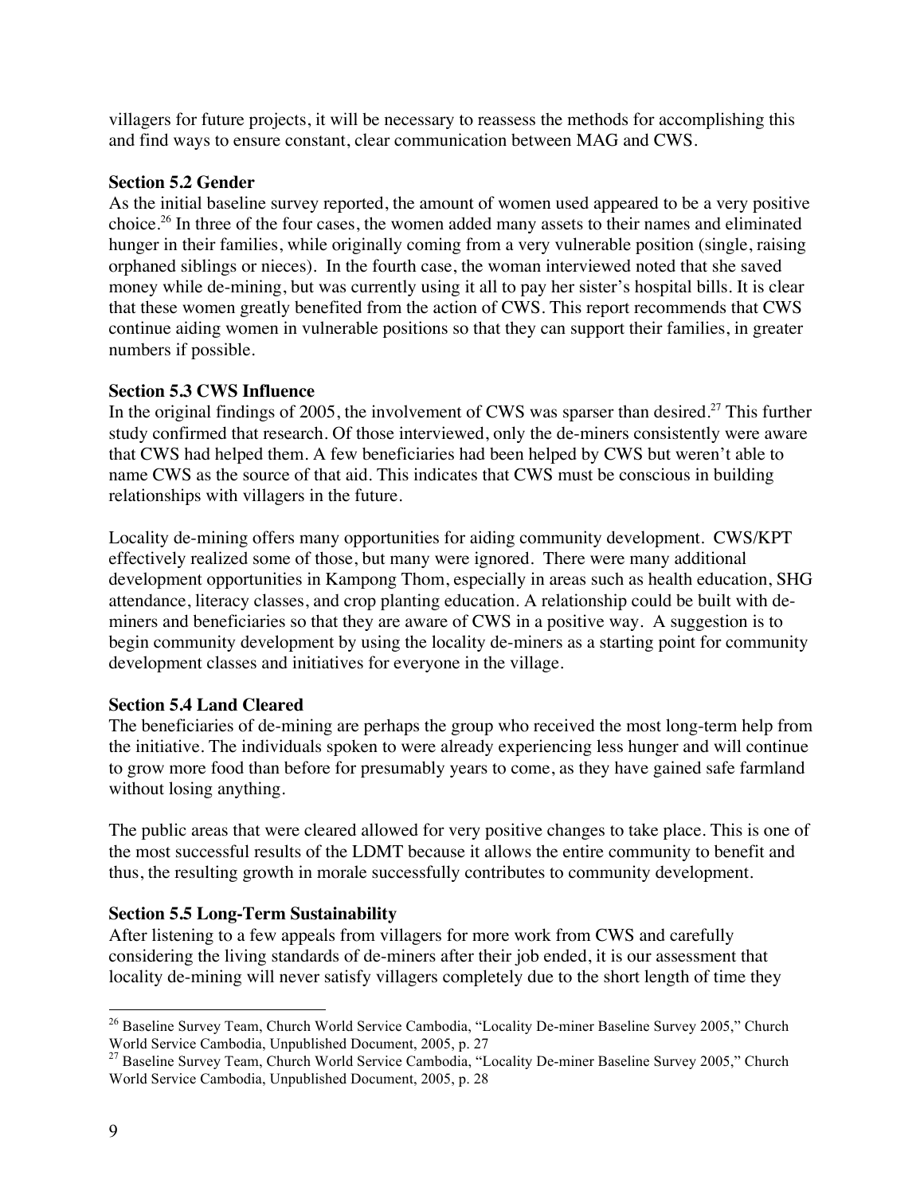villagers for future projects, it will be necessary to reassess the methods for accomplishing this and find ways to ensure constant, clear communication between MAG and CWS.

**Section 5.2 Gender**

As the initial baseline survey reported, the amount of women used appeared to be a very positive choice.[26] In three of the four cases, the women added many assets to their names and eliminated hunger in their families, while originally coming from a very vulnerable position (single, raising orphaned siblings or nieces). In the fourth case, the woman interviewed noted that she saved money while de-mining, but was currently using it all to pay her sister's hospital bills. It is clear that these women greatly benefited from the action of CWS. This report recommends that CWS continue aiding women in vulnerable positions so that they can support their families, in greater numbers if possible.

**Section 5.3 CWS Influence**

In the original findings of 2005, the involvement of CWS was sparser than desired.[27] This further study confirmed that research. Of those interviewed, only the de-miners consistently were aware that CWS had helped them. A few beneficiaries had been helped by CWS but weren't able to name CWS as the source of that aid. This indicates that CWS must be conscious in building relationships with villagers in the future.

Locality de-mining offers many opportunities for aiding community development. CWS/KPT effectively realized some of those, but many were ignored. There were many additional development opportunities in Kampong Thom, especially in areas such as health education, SHG attendance, literacy classes, and crop planting education. A relationship could be built with de-miners and beneficiaries so that they are aware of CWS in a positive way. A suggestion is to begin community development by using the locality de-miners as a starting point for community development classes and initiatives for everyone in the village.

**Section 5.4 Land Cleared**

The beneficiaries of de-mining are perhaps the group who received the most long-term help from the initiative. The individuals spoken to were already experiencing less hunger and will continue to grow more food than before for presumably years to come, as they have gained safe farmland without losing anything.

The public areas that were cleared allowed for very positive changes to take place. This is one of the most successful results of the LDMT because it allows the entire community to benefit and thus, the resulting growth in morale successfully contributes to community development.

**Section 5.5 Long-Term Sustainability**

After listening to a few appeals from villagers for more work from CWS and carefully considering the living standards of de-miners after their job ended, it is our assessment that locality de-mining will never satisfy villagers completely due to the short length of time they

---

[26] Baseline Survey Team, Church World Service Cambodia, "Locality De-miner Baseline Survey 2005," Church World Service Cambodia, Unpublished Document, 2005, p. 27

[27] Baseline Survey Team, Church World Service Cambodia, "Locality De-miner Baseline Survey 2005," Church World Service Cambodia, Unpublished Document, 2005, p. 28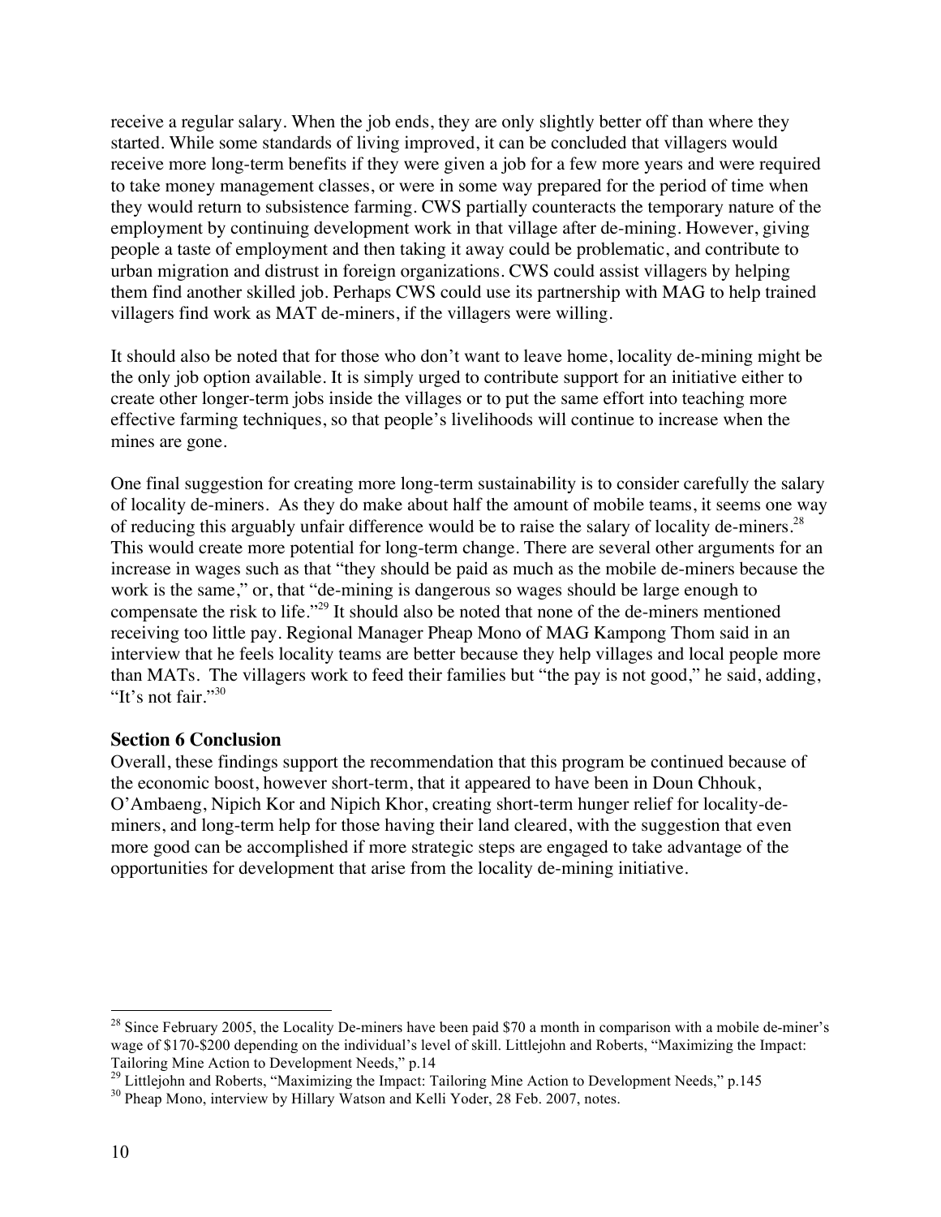receive a regular salary. When the job ends, they are only slightly better off than where they started. While some standards of living improved, it can be concluded that villagers would receive more long-term benefits if they were given a job for a few more years and were required to take money management classes, or were in some way prepared for the period of time when they would return to subsistence farming. CWS partially counteracts the temporary nature of the employment by continuing development work in that village after de-mining. However, giving people a taste of employment and then taking it away could be problematic, and contribute to urban migration and distrust in foreign organizations. CWS could assist villagers by helping them find another skilled job. Perhaps CWS could use its partnership with MAG to help trained villagers find work as MAT de-miners, if the villagers were willing.

It should also be noted that for those who don't want to leave home, locality de-mining might be the only job option available. It is simply urged to contribute support for an initiative either to create other longer-term jobs inside the villages or to put the same effort into teaching more effective farming techniques, so that people's livelihoods will continue to increase when the mines are gone.

One final suggestion for creating more long-term sustainability is to consider carefully the salary of locality de-miners. As they do make about half the amount of mobile teams, it seems one way of reducing this arguably unfair difference would be to raise the salary of locality de-miners.[28] This would create more potential for long-term change. There are several other arguments for an increase in wages such as that "they should be paid as much as the mobile de-miners because the work is the same," or, that "de-mining is dangerous so wages should be large enough to compensate the risk to life."[29] It should also be noted that none of the de-miners mentioned receiving too little pay. Regional Manager Pheap Mono of MAG Kampong Thom said in an interview that he feels locality teams are better because they help villages and local people more than MATs. The villagers work to feed their families but "the pay is not good," he said, adding, "It's not fair."[30]

### Section 6 Conclusion

Overall, these findings support the recommendation that this program be continued because of the economic boost, however short-term, that it appeared to have been in Doun Chhouk, O'Ambaeng, Nipich Kor and Nipich Khor, creating short-term hunger relief for locality-de-miners, and long-term help for those having their land cleared, with the suggestion that even more good can be accomplished if more strategic steps are engaged to take advantage of the opportunities for development that arise from the locality de-mining initiative.

---

[28] Since February 2005, the Locality De-miners have been paid $70 a month in comparison with a mobile de-miner's wage of $170-$200 depending on the individual's level of skill. Littlejohn and Roberts, "Maximizing the Impact: Tailoring Mine Action to Development Needs," p.14

[29] Littlejohn and Roberts, "Maximizing the Impact: Tailoring Mine Action to Development Needs," p.145

[30] Pheap Mono, interview by Hillary Watson and Kelli Yoder, 28 Feb. 2007, notes.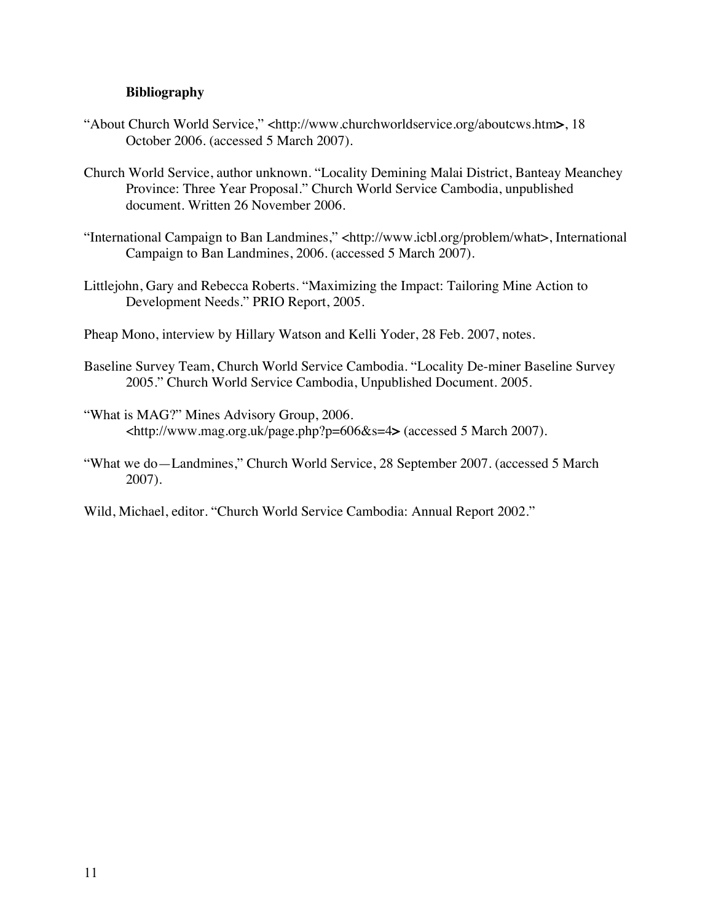**Bibliography**

"About Church World Service," <http://www.churchworldservice.org/aboutcws.htm>, 18 October 2006. (accessed 5 March 2007).

Church World Service, author unknown. "Locality Demining Malai District, Banteay Meanchey Province: Three Year Proposal." Church World Service Cambodia, unpublished document. Written 26 November 2006.

"International Campaign to Ban Landmines," <http://www.icbl.org/problem/what>, International Campaign to Ban Landmines, 2006. (accessed 5 March 2007).

Littlejohn, Gary and Rebecca Roberts. "Maximizing the Impact: Tailoring Mine Action to Development Needs." PRIO Report, 2005.

Pheap Mono, interview by Hillary Watson and Kelli Yoder, 28 Feb. 2007, notes.

Baseline Survey Team, Church World Service Cambodia. "Locality De-miner Baseline Survey 2005." Church World Service Cambodia, Unpublished Document. 2005.

"What is MAG?" Mines Advisory Group, 2006. <http://www.mag.org.uk/page.php?p=606&s=4> (accessed 5 March 2007).

"What we do—Landmines," Church World Service, 28 September 2007. (accessed 5 March 2007).

Wild, Michael, editor. "Church World Service Cambodia: Annual Report 2002."